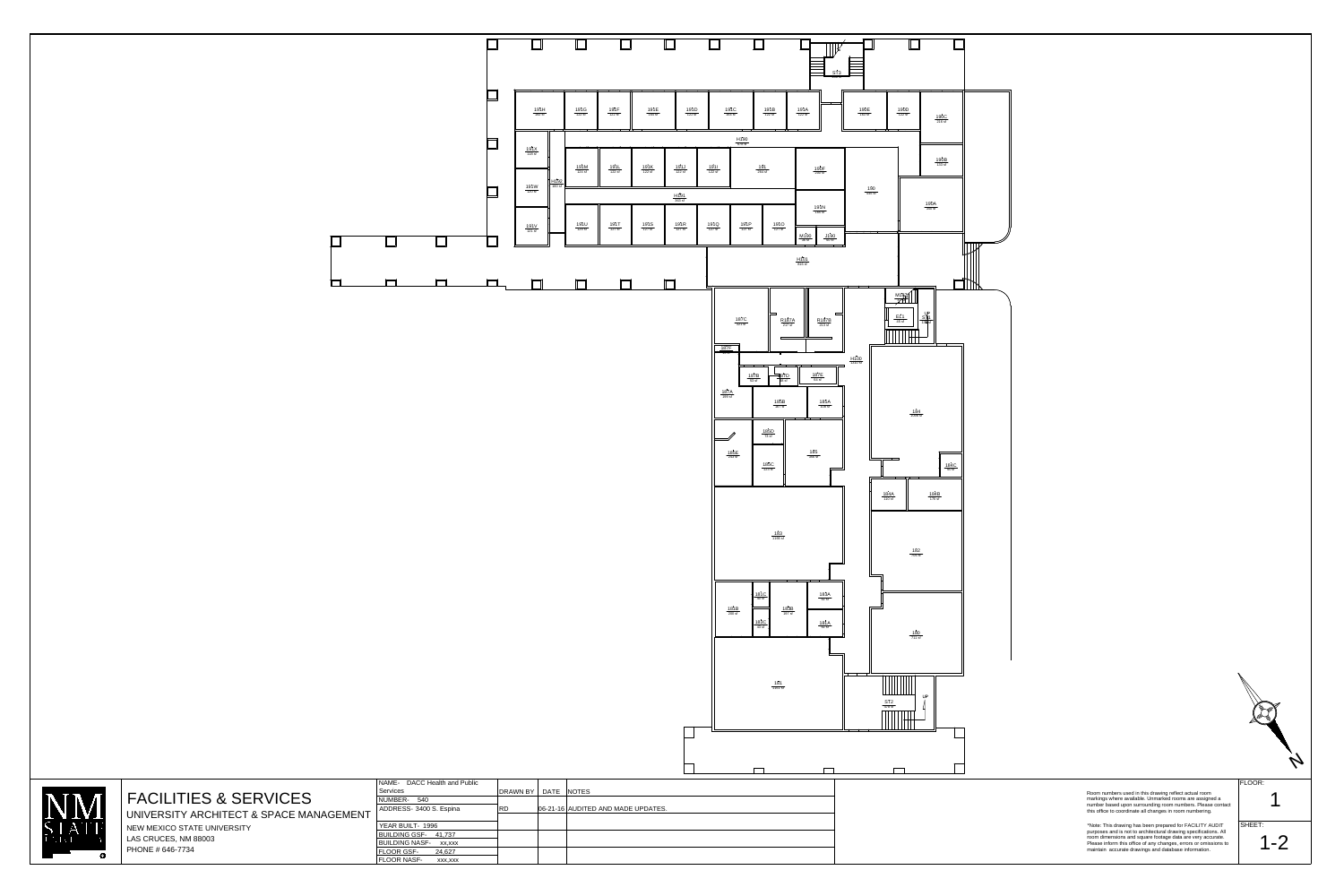# FACILITIES & SERVICES

UNIVERSITY ARCHITECT & SPACE MANAGEMENT

NEW MEXICO STATE UNIVERSITY
LAS CRUCES, NM 88003
PHONE # 646-7734

| NAME- DACC Health and Public Services | DRAWN BY | DATE | NOTES |
|---|---|---|---|
| NUMBER- 540 | | | |
| ADDRESS- 3400 S. Espina | RD | 06-21-16 | AUDITED AND MADE UPDATES. |
| YEAR BUILT- 1996 | | | |
| BUILDING GSF- 41,737 | | | |
| BUILDING NASF- xx,xxx | | | |
| FLOOR GSF- 24,627 | | | |
| FLOOR NASF- xxx,xxx | | | |

Room numbers used in this drawing reflect actual room markings where available. Unmarked rooms are assigned a number based upon surrounding room numbers. Please contact this office to coordinate all changes in room numbering.

*Note: This drawing has been prepared for FACILITY AUDIT purposes and is not to architectural drawing specifications. All room dimensions and square footage data are very accurate. Please inform this office of any changes, errors or omissions to maintain accurate drawings and database information.

FLOOR: 1

SHEET: 1-2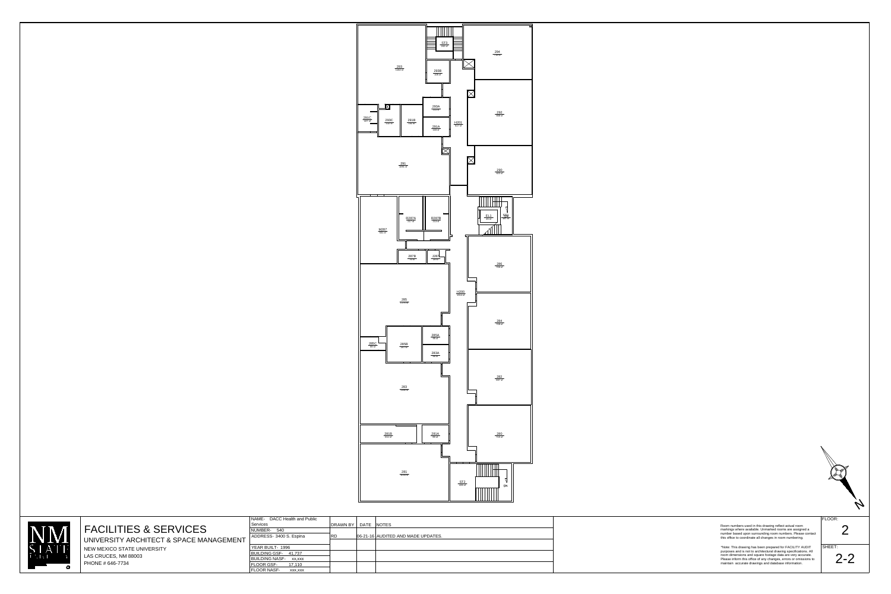293

293B

ST3

294

293A

292

291C

291C

291B

291A

H201

291

290

R287A

R287B

E1

M287

287B

J287

286

H200

285

284

285A

285C

285B

283A

283

282

281B

281A

280

281

ST2

DN

# FACILITIES & SERVICES

UNIVERSITY ARCHITECT & SPACE MANAGEMENT

NEW MEXICO STATE UNIVERSITY

LAS CRUCES, NM 88003

PHONE # 646-7734

NAME- DACC Health and Public Services

NUMBER- 540

ADDRESS- 3400 S. Espina

YEAR BUILT- 1996

BUILDING GSF- 41,737

BUILDING NASF- xx,xxx

FLOOR GSF- 17,110

FLOOR NASF- xxx,xxx

| DRAWN BY | DATE | NOTES |
|---|---|---|
| RD | 06-21-16 | AUDITED AND MADE UPDATES. |

Room numbers used in this drawing reflect actual room markings where available. Unmarked rooms are assigned a number based upon surrounding room numbers. Please contact this office to coordinate all changes in room numbering.

*Note: This drawing has been prepared for FACILITY AUDIT purposes and is not to architectural drawing specifications. All room dimensions and square footage data are very accurate. Please inform this office of any changes, errors or omissions to maintain accurate drawings and database information.

FLOOR: 2

SHEET: 2-2